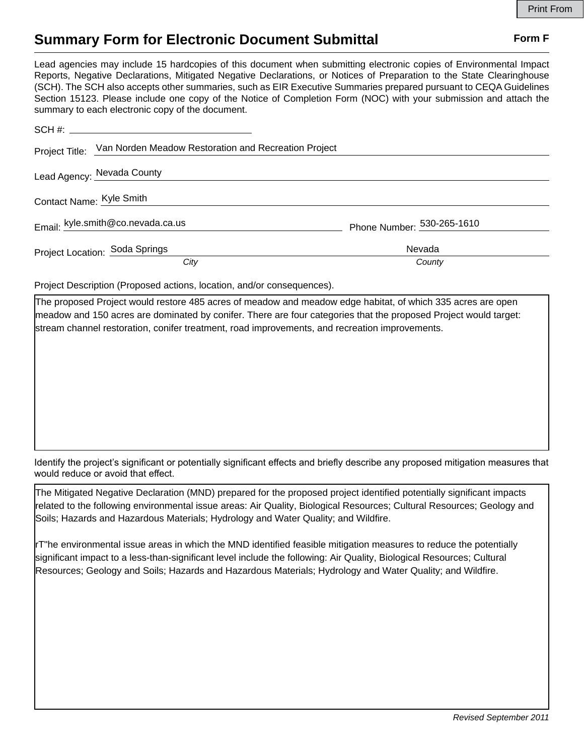Print From

# Summary Form for Electronic Document Submittal

**Form F**

Lead agencies may include 15 hardcopies of this document when submitting electronic copies of Environmental Impact Reports, Negative Declarations, Mitigated Negative Declarations, or Notices of Preparation to the State Clearinghouse (SCH). The SCH also accepts other summaries, such as EIR Executive Summaries prepared pursuant to CEQA Guidelines Section 15123. Please include one copy of the Notice of Completion Form (NOC) with your submission and attach the summary to each electronic copy of the document.

SCH #: 

Project Title: Van Norden Meadow Restoration and Recreation Project

Lead Agency: Nevada County

Contact Name: Kyle Smith

Email: kyle.smith@co.nevada.ca.us Phone Number: 530-265-1610

Project Location: Soda Springs (*City*) Nevada (*County*)

Project Description (Proposed actions, location, and/or consequences).

The proposed Project would restore 485 acres of meadow and meadow edge habitat, of which 335 acres are open meadow and 150 acres are dominated by conifer. There are four categories that the proposed Project would target: stream channel restoration, conifer treatment, road improvements, and recreation improvements.

Identify the project's significant or potentially significant effects and briefly describe any proposed mitigation measures that would reduce or avoid that effect.

The Mitigated Negative Declaration (MND) prepared for the proposed project identified potentially significant impacts related to the following environmental issue areas: Air Quality, Biological Resources; Cultural Resources; Geology and Soils; Hazards and Hazardous Materials; Hydrology and Water Quality; and Wildfire.

rT"he environmental issue areas in which the MND identified feasible mitigation measures to reduce the potentially significant impact to a less-than-significant level include the following: Air Quality, Biological Resources; Cultural Resources; Geology and Soils; Hazards and Hazardous Materials; Hydrology and Water Quality; and Wildfire.

*Revised September 2011*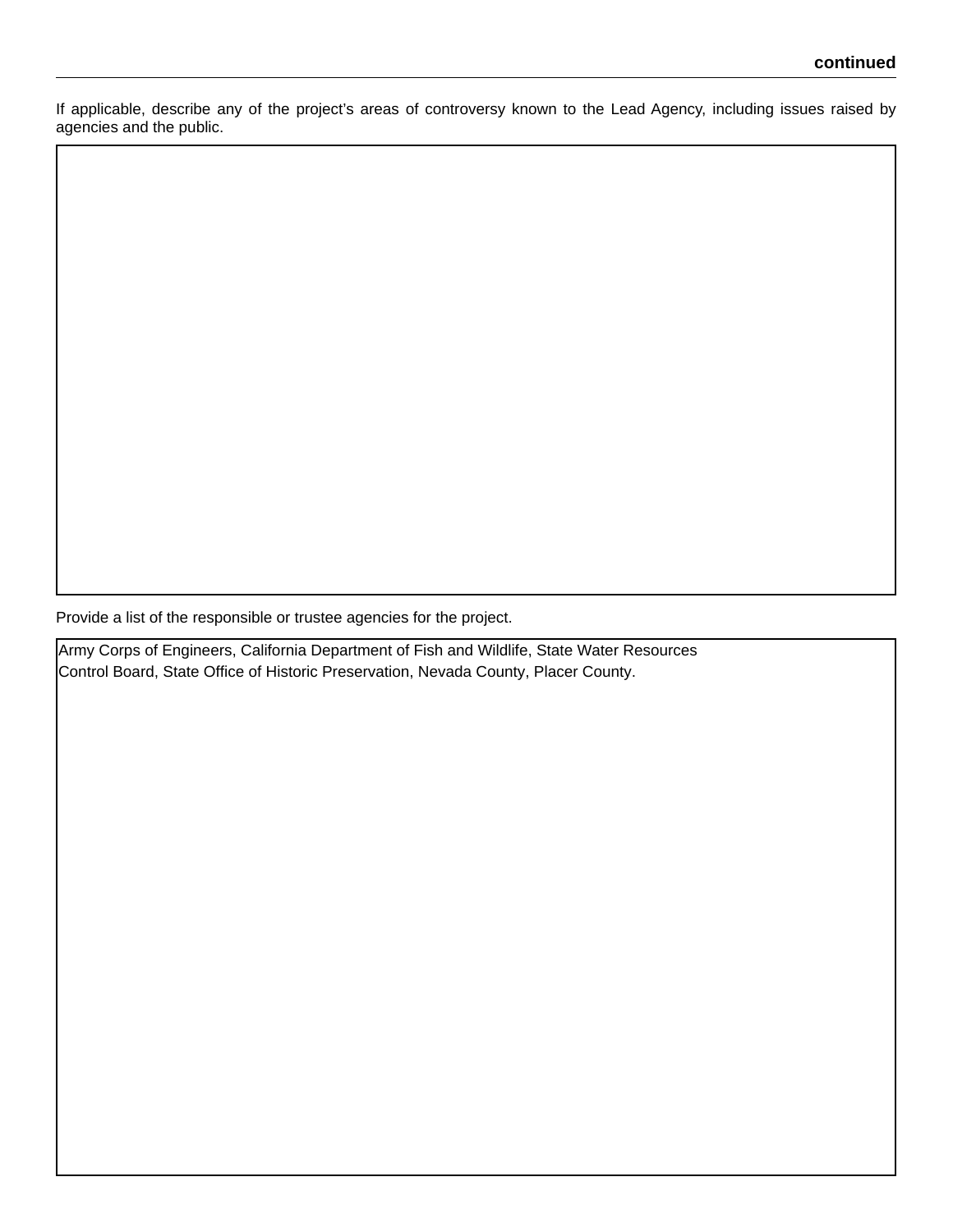If applicable, describe any of the project's areas of controversy known to the Lead Agency, including issues raised by agencies and the public.

Provide a list of the responsible or trustee agencies for the project.

Army Corps of Engineers, California Department of Fish and Wildlife, State Water Resources Control Board, State Office of Historic Preservation, Nevada County, Placer County.